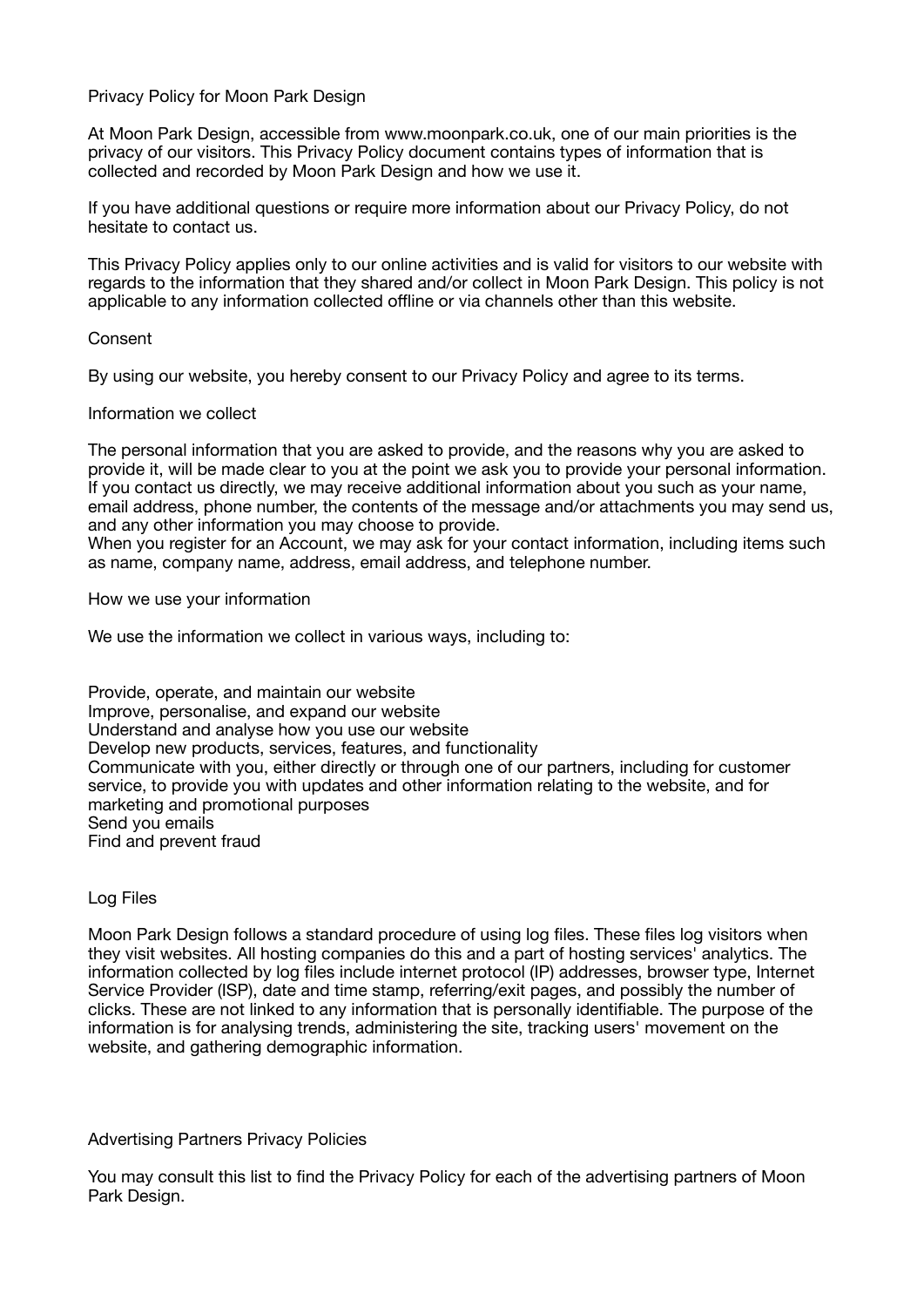# Privacy Policy for Moon Park Design

At Moon Park Design, accessible from www.moonpark.co.uk, one of our main priorities is the privacy of our visitors. This Privacy Policy document contains types of information that is collected and recorded by Moon Park Design and how we use it.

If you have additional questions or require more information about our Privacy Policy, do not hesitate to contact us.

This Privacy Policy applies only to our online activities and is valid for visitors to our website with regards to the information that they shared and/or collect in Moon Park Design. This policy is not applicable to any information collected offline or via channels other than this website.

## Consent

By using our website, you hereby consent to our Privacy Policy and agree to its terms.

## Information we collect

The personal information that you are asked to provide, and the reasons why you are asked to provide it, will be made clear to you at the point we ask you to provide your personal information. If you contact us directly, we may receive additional information about you such as your name, email address, phone number, the contents of the message and/or attachments you may send us, and any other information you may choose to provide.
When you register for an Account, we may ask for your contact information, including items such as name, company name, address, email address, and telephone number.

## How we use your information

We use the information we collect in various ways, including to:

- Provide, operate, and maintain our website
- Improve, personalise, and expand our website
- Understand and analyse how you use our website
- Develop new products, services, features, and functionality
- Communicate with you, either directly or through one of our partners, including for customer service, to provide you with updates and other information relating to the website, and for marketing and promotional purposes
- Send you emails
- Find and prevent fraud

## Log Files

Moon Park Design follows a standard procedure of using log files. These files log visitors when they visit websites. All hosting companies do this and a part of hosting services' analytics. The information collected by log files include internet protocol (IP) addresses, browser type, Internet Service Provider (ISP), date and time stamp, referring/exit pages, and possibly the number of clicks. These are not linked to any information that is personally identifiable. The purpose of the information is for analysing trends, administering the site, tracking users' movement on the website, and gathering demographic information.

## Advertising Partners Privacy Policies

You may consult this list to find the Privacy Policy for each of the advertising partners of Moon Park Design.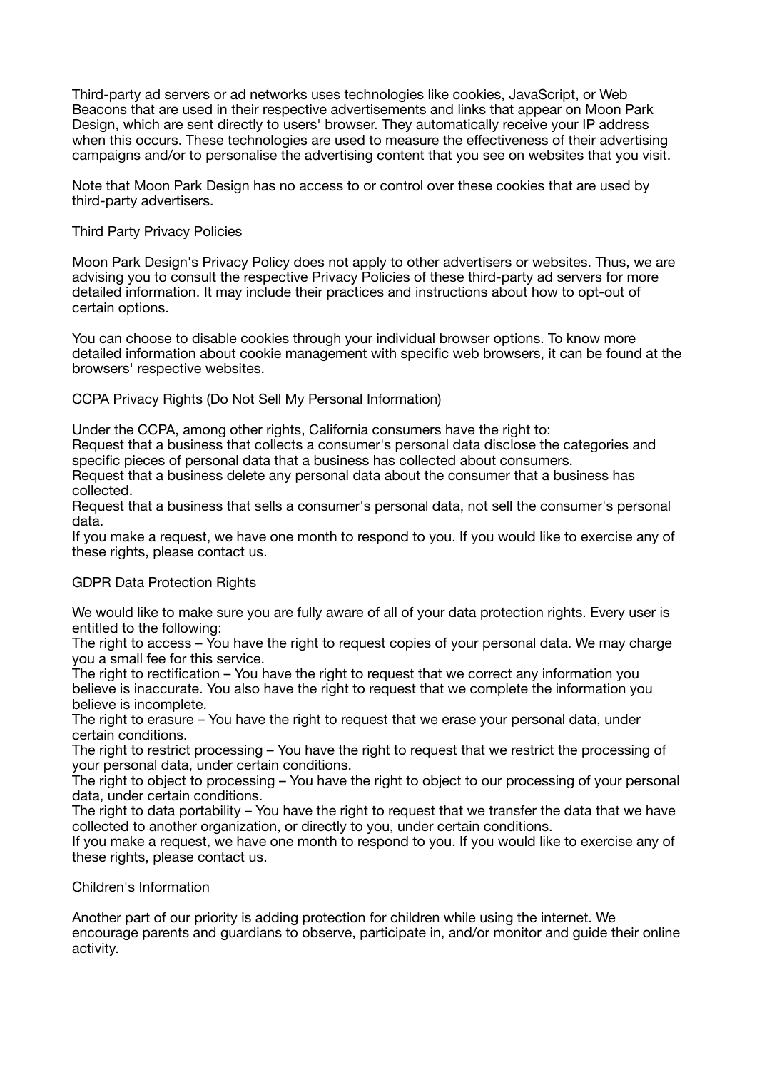Third-party ad servers or ad networks uses technologies like cookies, JavaScript, or Web Beacons that are used in their respective advertisements and links that appear on Moon Park Design, which are sent directly to users' browser. They automatically receive your IP address when this occurs. These technologies are used to measure the effectiveness of their advertising campaigns and/or to personalise the advertising content that you see on websites that you visit.

Note that Moon Park Design has no access to or control over these cookies that are used by third-party advertisers.

## Third Party Privacy Policies

Moon Park Design's Privacy Policy does not apply to other advertisers or websites. Thus, we are advising you to consult the respective Privacy Policies of these third-party ad servers for more detailed information. It may include their practices and instructions about how to opt-out of certain options.

You can choose to disable cookies through your individual browser options. To know more detailed information about cookie management with specific web browsers, it can be found at the browsers' respective websites.

## CCPA Privacy Rights (Do Not Sell My Personal Information)

Under the CCPA, among other rights, California consumers have the right to:
Request that a business that collects a consumer's personal data disclose the categories and specific pieces of personal data that a business has collected about consumers.
Request that a business delete any personal data about the consumer that a business has collected.
Request that a business that sells a consumer's personal data, not sell the consumer's personal data.
If you make a request, we have one month to respond to you. If you would like to exercise any of these rights, please contact us.

## GDPR Data Protection Rights

We would like to make sure you are fully aware of all of your data protection rights. Every user is entitled to the following:
The right to access – You have the right to request copies of your personal data. We may charge you a small fee for this service.
The right to rectification – You have the right to request that we correct any information you believe is inaccurate. You also have the right to request that we complete the information you believe is incomplete.
The right to erasure – You have the right to request that we erase your personal data, under certain conditions.
The right to restrict processing – You have the right to request that we restrict the processing of your personal data, under certain conditions.
The right to object to processing – You have the right to object to our processing of your personal data, under certain conditions.
The right to data portability – You have the right to request that we transfer the data that we have collected to another organization, or directly to you, under certain conditions.
If you make a request, we have one month to respond to you. If you would like to exercise any of these rights, please contact us.

## Children's Information

Another part of our priority is adding protection for children while using the internet. We encourage parents and guardians to observe, participate in, and/or monitor and guide their online activity.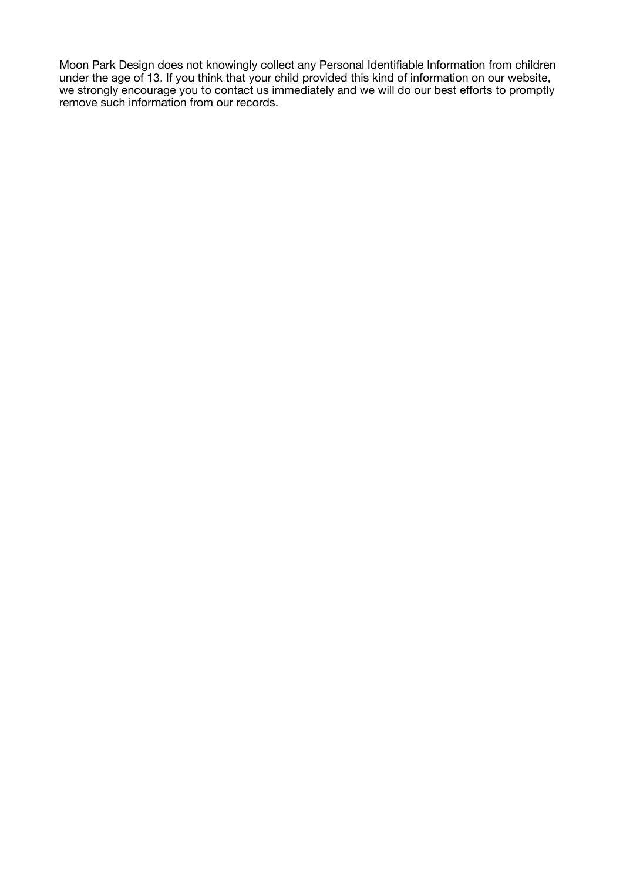Moon Park Design does not knowingly collect any Personal Identifiable Information from children under the age of 13. If you think that your child provided this kind of information on our website, we strongly encourage you to contact us immediately and we will do our best efforts to promptly remove such information from our records.